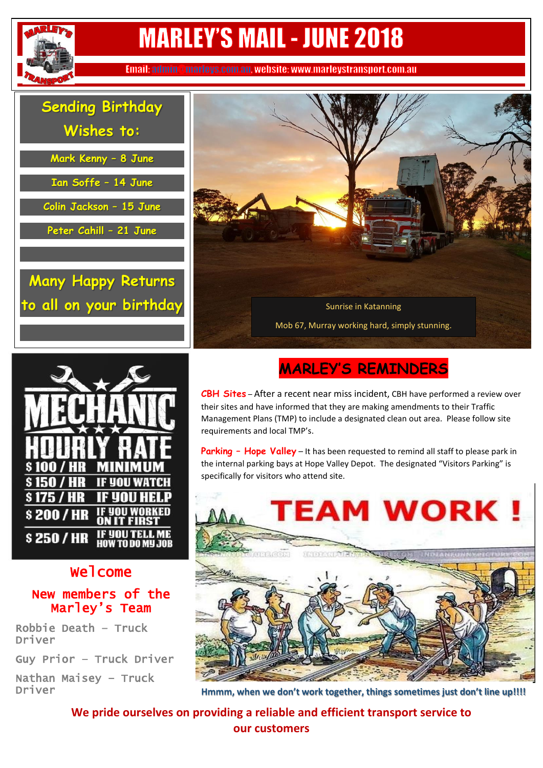# MARLEY'S MAIL - JUNE 2018

Email: admin@marleys.com.au website: www.marleystransport.com.au

## Sending Birthday Wishes to:

- Mark Kenny – 8 June
- Ian Soffe – 14 June
- Colin Jackson – 15 June
- Peter Cahill – 21 June

**Many Happy Returns to all on your birthday**

Sunrise in Katanning

Mob 67, Murray working hard, simply stunning.

MECHANIC HOURLY RATE

$ 100 / HR MINIMUM

$ 150 / HR IF YOU WATCH

$ 175 / HR IF YOU HELP

$ 200 / HR IF YOU WORKED ON IT FIRST

$ 250 / HR IF YOU TELL ME HOW TO DO MY JOB

## Welcome

### New members of the Marley's Team

Robbie Death – Truck Driver

Guy Prior – Truck Driver

Nathan Maisey – Truck Driver

## MARLEY'S REMINDERS

**CBH Sites** – After a recent near miss incident, CBH have performed a review over their sites and have informed that they are making amendments to their Traffic Management Plans (TMP) to include a designated clean out area. Please follow site requirements and local TMP's.

**Parking – Hope Valley** – It has been requested to remind all staff to please park in the internal parking bays at Hope Valley Depot. The designated "Visitors Parking" is specifically for visitors who attend site.

TEAM WORK !

**Hmmm, when we don't work together, things sometimes just don't line up!!!!**

**We pride ourselves on providing a reliable and efficient transport service to our customers**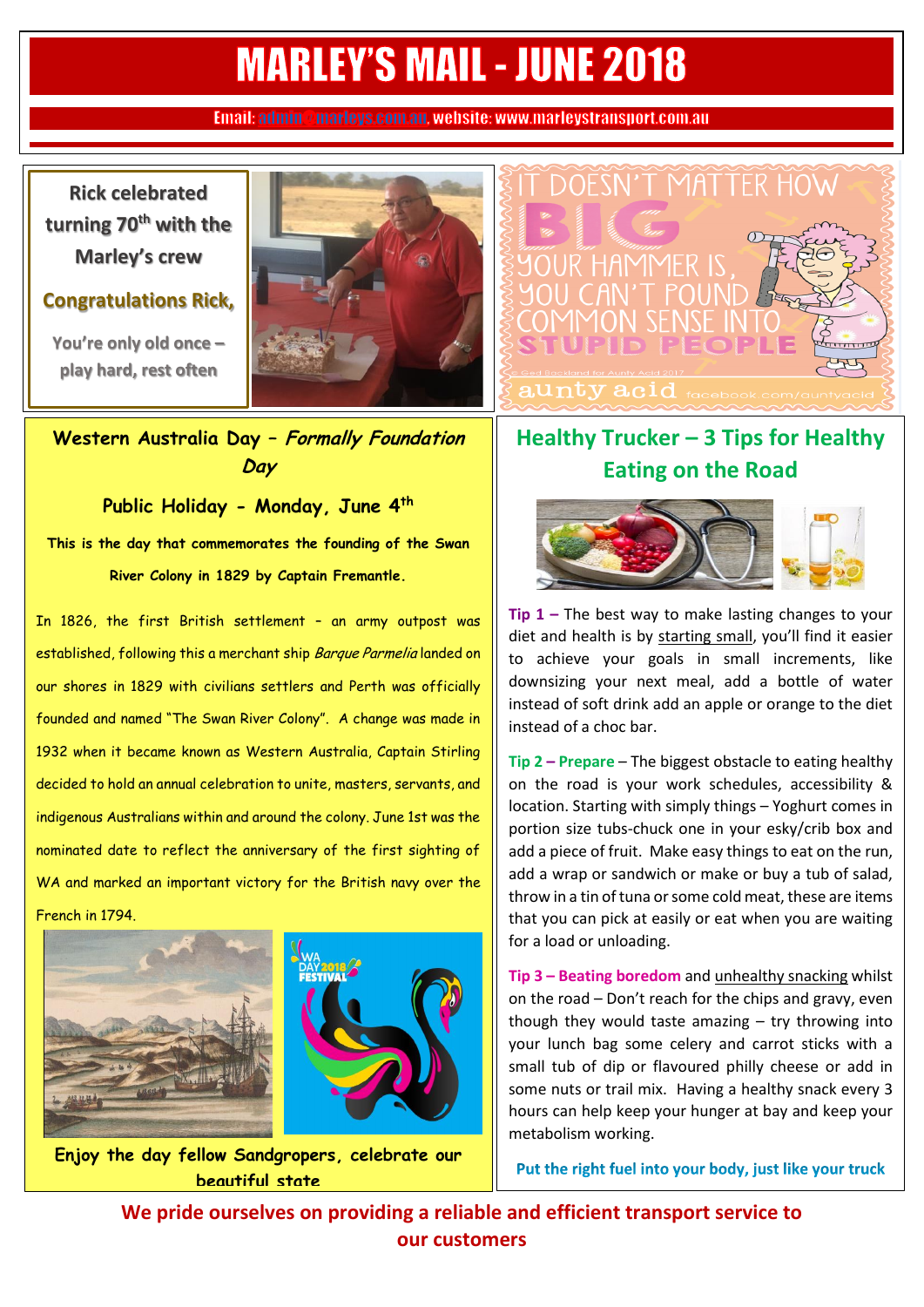# MARLEY'S MAIL - JUNE 2018

Email: admin@marleys.com.au website: www.marleystransport.com.au

Rick celebrated turning 70th with the Marley's crew

**Congratulations Rick,**

You're only old once – play hard, rest often

IT DOESN'T MATTER HOW BIG YOUR HAMMER IS, YOU CAN'T POUND COMMON SENSE INTO STUPID PEOPLE

aunty acid facebook.com/auntyacid

## Western Australia Day – *Formally Foundation Day*

### Public Holiday - Monday, June 4th

**This is the day that commemorates the founding of the Swan River Colony in 1829 by Captain Fremantle.**

In 1826, the first British settlement – an army outpost was established, following this a merchant ship *Barque Parmelia* landed on our shores in 1829 with civilians settlers and Perth was officially founded and named "The Swan River Colony". A change was made in 1932 when it became known as Western Australia, Captain Stirling decided to hold an annual celebration to unite, masters, servants, and indigenous Australians within and around the colony. June 1st was the nominated date to reflect the anniversary of the first sighting of WA and marked an important victory for the British navy over the French in 1794.

WA DAY 2018 FESTIVAL

**Enjoy the day fellow Sandgropers, celebrate our beautiful state**

## Healthy Trucker – 3 Tips for Healthy Eating on the Road

**Tip 1 –** The best way to make lasting changes to your diet and health is by starting small, you'll find it easier to achieve your goals in small increments, like downsizing your next meal, add a bottle of water instead of soft drink add an apple or orange to the diet instead of a choc bar.

**Tip 2 – Prepare** – The biggest obstacle to eating healthy on the road is your work schedules, accessibility & location. Starting with simply things – Yoghurt comes in portion size tubs-chuck one in your esky/crib box and add a piece of fruit. Make easy things to eat on the run, add a wrap or sandwich or make or buy a tub of salad, throw in a tin of tuna or some cold meat, these are items that you can pick at easily or eat when you are waiting for a load or unloading.

**Tip 3 – Beating boredom** and unhealthy snacking whilst on the road – Don't reach for the chips and gravy, even though they would taste amazing – try throwing into your lunch bag some celery and carrot sticks with a small tub of dip or flavoured philly cheese or add in some nuts or trail mix. Having a healthy snack every 3 hours can help keep your hunger at bay and keep your metabolism working.

**Put the right fuel into your body, just like your truck**

**We pride ourselves on providing a reliable and efficient transport service to our customers**